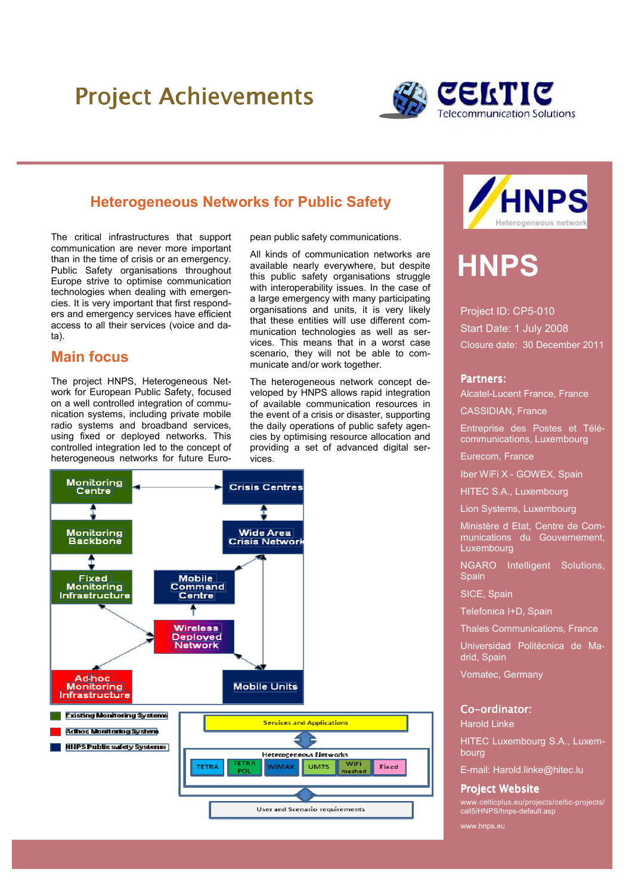# Project Achievements

CELTIC Telecommunication Solutions

## Heterogeneous Networks for Public Safety

The critical infrastructures that support communication are never more important than in the time of crisis or an emergency. Public Safety organisations throughout Europe strive to optimise communication technologies when dealing with emergencies. It is very important that first responders and emergency services have efficient access to all their services (voice and data).

### Main focus

The project HNPS, Heterogeneous Network for European Public Safety, focused on a well controlled integration of communication systems, including private mobile radio systems and broadband services, using fixed or deployed networks. This controlled integration led to the concept of heterogeneous networks for future European public safety communications.

All kinds of communication networks are available nearly everywhere, but despite this public safety organisations struggle with interoperability issues. In the case of a large emergency with many participating organisations and units, it is very likely that these entities will use different communication technologies as well as services. This means that in a worst case scenario, they will not be able to communicate and/or work together.

The heterogeneous network concept developed by HNPS allows rapid integration of available communication resources in the event of a crisis or disaster, supporting the daily operations of public safety agencies by optimising resource allocation and providing a set of advanced digital services.

## HNPS

Project ID: CP5-010

Start Date: 1 July 2008

Closure date: 30 December 2011

**Partners:**

Alcatel-Lucent France, France

CASSIDIAN, France

Entreprise des Postes et Télécommunications, Luxembourg

Eurecom, France

Iber WiFi X - GOWEX, Spain

HITEC S.A., Luxembourg

Lion Systems, Luxembourg

Ministère d Etat, Centre de Communications du Gouvernement, Luxembourg

NGARO Intelligent Solutions, Spain

SICE, Spain

Telefonica I+D, Spain

Thales Communications, France

Universidad Politécnica de Madrid, Spain

Vomatec, Germany

**Co-ordinator:**

Harold Linke

HITEC Luxembourg S.A., Luxembourg

E-mail: Harold.linke@hitec.lu

**Project Website**

www.celticplus.eu/projects/celtic-projects/call5/HNPS/hnps-default.asp

www.hnps.eu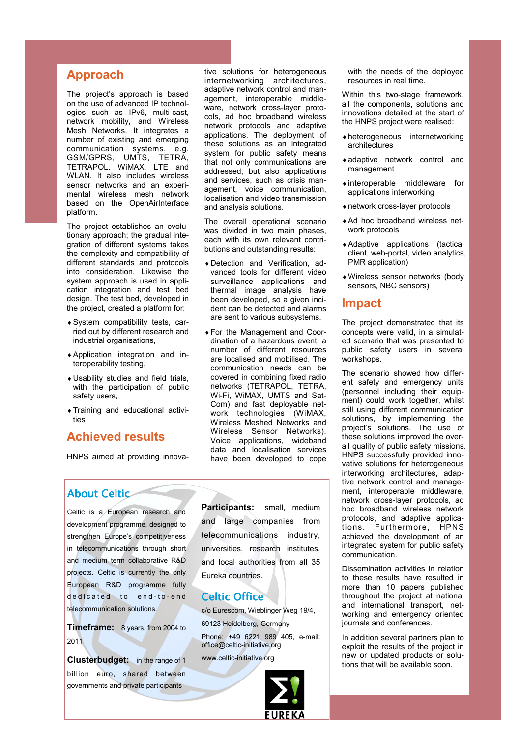## Approach

The project's approach is based on the use of advanced IP technologies such as IPv6, multi-cast, network mobility, and Wireless Mesh Networks. It integrates a number of existing and emerging communication systems, e.g. GSM/GPRS, UMTS, TETRA, TETRAPOL, WiMAX, LTE and WLAN. It also includes wireless sensor networks and an experimental wireless mesh network based on the OpenAirInterface platform.

The project establishes an evolutionary approach; the gradual integration of different systems takes the complexity and compatibility of different standards and protocols into consideration. Likewise the system approach is used in application integration and test bed design. The test bed, developed in the project, created a platform for:

- System compatibility tests, carried out by different research and industrial organisations,
- Application integration and interoperability testing,
- Usability studies and field trials, with the participation of public safety users,
- Training and educational activities

## Achieved results

HNPS aimed at providing innovative solutions for heterogeneous internetworking architectures, adaptive network control and management, interoperable middleware, network cross-layer protocols, ad hoc broadband wireless network protocols and adaptive applications. The deployment of these solutions as an integrated system for public safety means that not only communications are addressed, but also applications and services, such as crisis management, voice communication, localisation and video transmission and analysis solutions.

The overall operational scenario was divided in two main phases, each with its own relevant contributions and outstanding results:

- Detection and Verification, advanced tools for different video surveillance applications and thermal image analysis have been developed, so a given incident can be detected and alarms are sent to various subsystems.
- For the Management and Coordination of a hazardous event, a number of different resources are localised and mobilised. The communication needs can be covered in combining fixed radio networks (TETRAPOL, TETRA, Wi-Fi, WiMAX, UMTS and Sat-Com) and fast deployable network technologies (WiMAX, Wireless Meshed Networks and Wireless Sensor Networks). Voice applications, wideband data and localisation services have been developed to cope with the needs of the deployed resources in real time.

Within this two-stage framework, all the components, solutions and innovations detailed at the start of the HNPS project were realised:

- heterogeneous internetworking architectures
- adaptive network control and management
- interoperable middleware for applications interworking
- network cross-layer protocols
- Ad hoc broadband wireless network protocols
- Adaptive applications (tactical client, web-portal, video analytics, PMR application)
- Wireless sensor networks (body sensors, NBC sensors)

## Impact

The project demonstrated that its concepts were valid, in a simulated scenario that was presented to public safety users in several workshops.

The scenario showed how different safety and emergency units (personnel including their equipment) could work together, whilst still using different communication solutions, by implementing the project's solutions. The use of these solutions improved the overall quality of public safety missions. HNPS successfully provided innovative solutions for heterogeneous interworking architectures, adaptive network control and management, interoperable middleware, network cross-layer protocols, ad hoc broadband wireless network protocols, and adaptive applications. Furthermore, HPNS achieved the development of an integrated system for public safety communication.

Dissemination activities in relation to these results have resulted in more than 10 papers published throughout the project at national and international transport, networking and emergency oriented journals and conferences.

In addition several partners plan to exploit the results of the project in new or updated products or solutions that will be available soon.

## About Celtic

Celtic is a European research and development programme, designed to strengthen Europe's competitiveness in telecommunications through short and medium term collaborative R&D projects. Celtic is currently the only European R&D programme fully dedicated to end-to-end telecommunication solutions.

**Timeframe:** 8 years, from 2004 to 2011

**Clusterbudget:** in the range of 1 billion euro, shared between governments and private participants

**Participants:** small, medium and large companies from telecommunications industry, universities, research institutes, and local authorities from all 35 Eureka countries.

## Celtic Office

c/o Eurescom, Wieblinger Weg 19/4,
69123 Heidelberg, Germany

Phone: +49 6221 989 405, e-mail: office@celtic-initiative.org

www.celtic-initiative.org

EUREKA